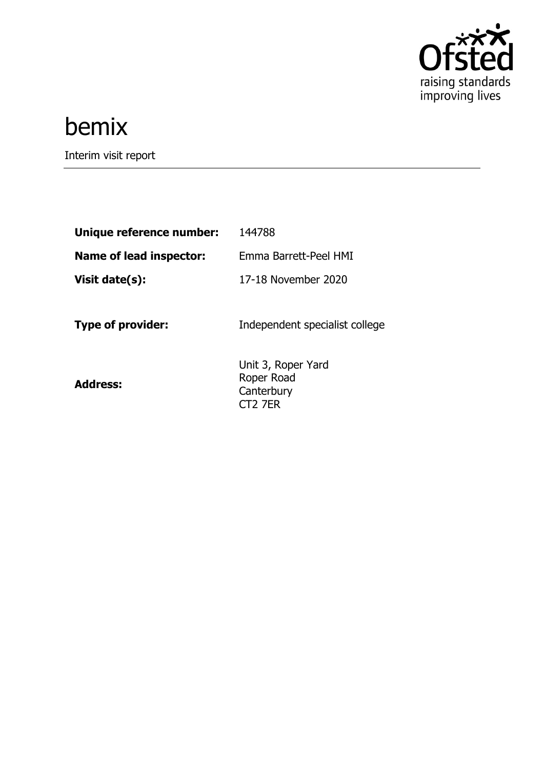# bemix

Interim visit report

| | |
|---|---|
| **Unique reference number:** | 144788 |
| **Name of lead inspector:** | Emma Barrett-Peel HMI |
| **Visit date(s):** | 17-18 November 2020 |
| **Type of provider:** | Independent specialist college |
| **Address:** | Unit 3, Roper Yard<br>Roper Road<br>Canterbury<br>CT2 7ER |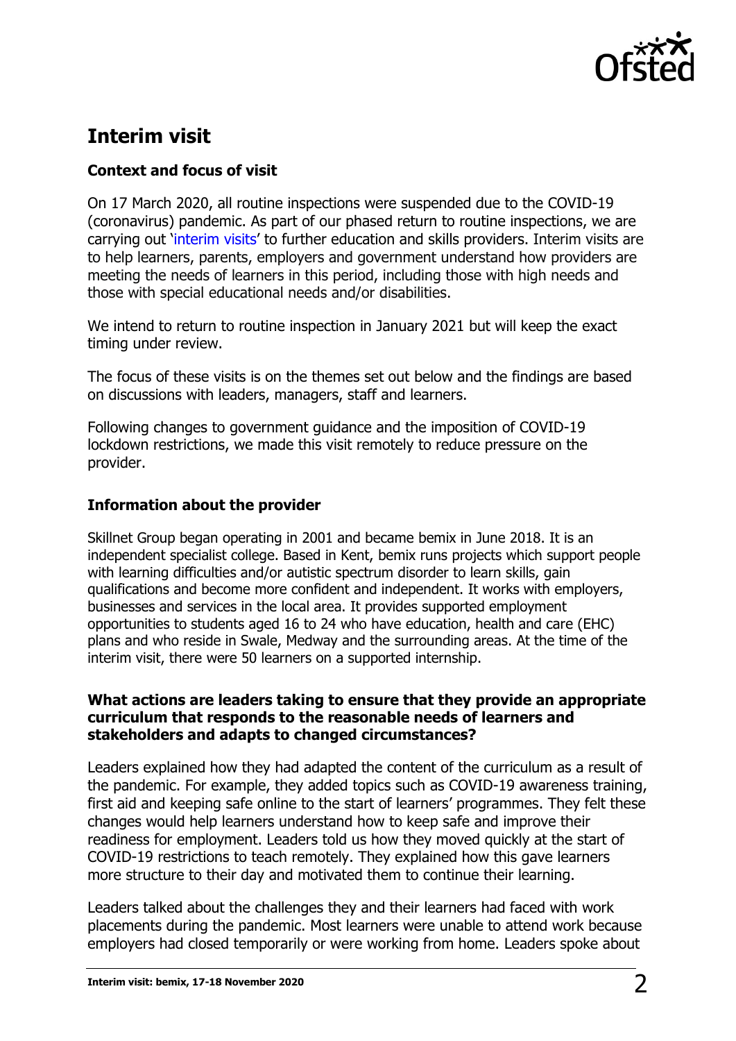## Interim visit

### Context and focus of visit

On 17 March 2020, all routine inspections were suspended due to the COVID-19 (coronavirus) pandemic. As part of our phased return to routine inspections, we are carrying out 'interim visits' to further education and skills providers. Interim visits are to help learners, parents, employers and government understand how providers are meeting the needs of learners in this period, including those with high needs and those with special educational needs and/or disabilities.

We intend to return to routine inspection in January 2021 but will keep the exact timing under review.

The focus of these visits is on the themes set out below and the findings are based on discussions with leaders, managers, staff and learners.

Following changes to government guidance and the imposition of COVID-19 lockdown restrictions, we made this visit remotely to reduce pressure on the provider.

### Information about the provider

Skillnet Group began operating in 2001 and became bemix in June 2018. It is an independent specialist college. Based in Kent, bemix runs projects which support people with learning difficulties and/or autistic spectrum disorder to learn skills, gain qualifications and become more confident and independent. It works with employers, businesses and services in the local area. It provides supported employment opportunities to students aged 16 to 24 who have education, health and care (EHC) plans and who reside in Swale, Medway and the surrounding areas. At the time of the interim visit, there were 50 learners on a supported internship.

### What actions are leaders taking to ensure that they provide an appropriate curriculum that responds to the reasonable needs of learners and stakeholders and adapts to changed circumstances?

Leaders explained how they had adapted the content of the curriculum as a result of the pandemic. For example, they added topics such as COVID-19 awareness training, first aid and keeping safe online to the start of learners' programmes. They felt these changes would help learners understand how to keep safe and improve their readiness for employment. Leaders told us how they moved quickly at the start of COVID-19 restrictions to teach remotely. They explained how this gave learners more structure to their day and motivated them to continue their learning.

Leaders talked about the challenges they and their learners had faced with work placements during the pandemic. Most learners were unable to attend work because employers had closed temporarily or were working from home. Leaders spoke about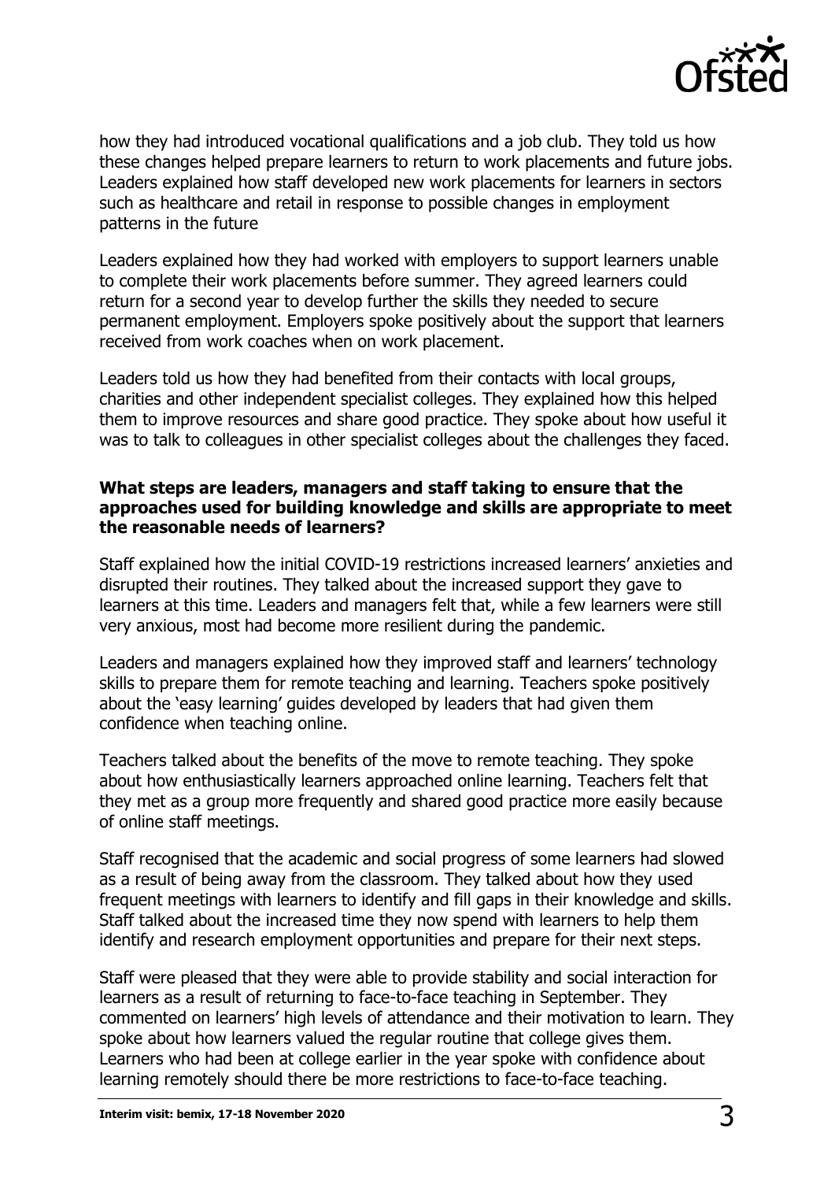how they had introduced vocational qualifications and a job club. They told us how these changes helped prepare learners to return to work placements and future jobs. Leaders explained how staff developed new work placements for learners in sectors such as healthcare and retail in response to possible changes in employment patterns in the future

Leaders explained how they had worked with employers to support learners unable to complete their work placements before summer. They agreed learners could return for a second year to develop further the skills they needed to secure permanent employment. Employers spoke positively about the support that learners received from work coaches when on work placement.

Leaders told us how they had benefited from their contacts with local groups, charities and other independent specialist colleges. They explained how this helped them to improve resources and share good practice. They spoke about how useful it was to talk to colleagues in other specialist colleges about the challenges they faced.

**What steps are leaders, managers and staff taking to ensure that the approaches used for building knowledge and skills are appropriate to meet the reasonable needs of learners?**

Staff explained how the initial COVID-19 restrictions increased learners' anxieties and disrupted their routines. They talked about the increased support they gave to learners at this time. Leaders and managers felt that, while a few learners were still very anxious, most had become more resilient during the pandemic.

Leaders and managers explained how they improved staff and learners' technology skills to prepare them for remote teaching and learning. Teachers spoke positively about the 'easy learning' guides developed by leaders that had given them confidence when teaching online.

Teachers talked about the benefits of the move to remote teaching. They spoke about how enthusiastically learners approached online learning. Teachers felt that they met as a group more frequently and shared good practice more easily because of online staff meetings.

Staff recognised that the academic and social progress of some learners had slowed as a result of being away from the classroom. They talked about how they used frequent meetings with learners to identify and fill gaps in their knowledge and skills. Staff talked about the increased time they now spend with learners to help them identify and research employment opportunities and prepare for their next steps.

Staff were pleased that they were able to provide stability and social interaction for learners as a result of returning to face-to-face teaching in September. They commented on learners' high levels of attendance and their motivation to learn. They spoke about how learners valued the regular routine that college gives them. Learners who had been at college earlier in the year spoke with confidence about learning remotely should there be more restrictions to face-to-face teaching.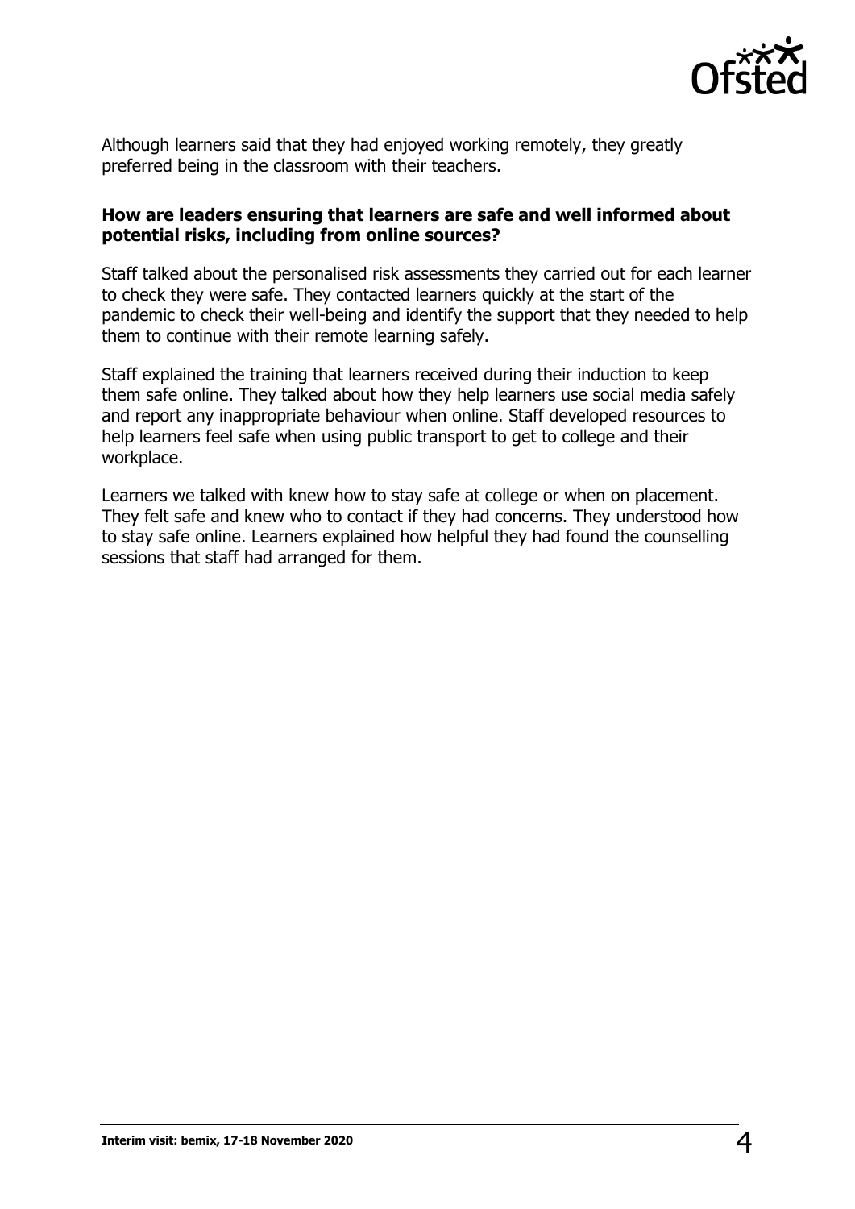Although learners said that they had enjoyed working remotely, they greatly preferred being in the classroom with their teachers.

### How are leaders ensuring that learners are safe and well informed about potential risks, including from online sources?

Staff talked about the personalised risk assessments they carried out for each learner to check they were safe. They contacted learners quickly at the start of the pandemic to check their well-being and identify the support that they needed to help them to continue with their remote learning safely.

Staff explained the training that learners received during their induction to keep them safe online. They talked about how they help learners use social media safely and report any inappropriate behaviour when online. Staff developed resources to help learners feel safe when using public transport to get to college and their workplace.

Learners we talked with knew how to stay safe at college or when on placement. They felt safe and knew who to contact if they had concerns. They understood how to stay safe online. Learners explained how helpful they had found the counselling sessions that staff had arranged for them.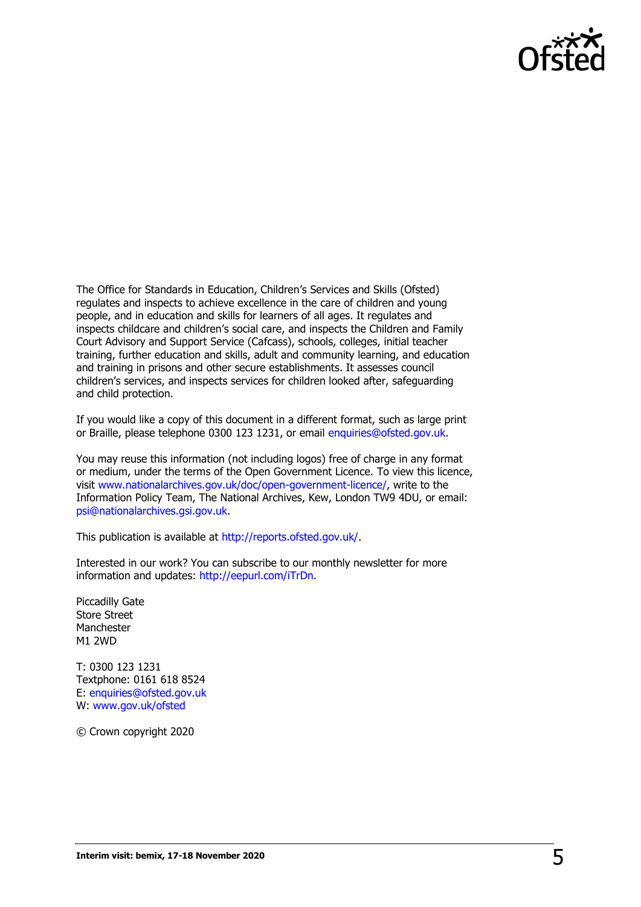The Office for Standards in Education, Children's Services and Skills (Ofsted) regulates and inspects to achieve excellence in the care of children and young people, and in education and skills for learners of all ages. It regulates and inspects childcare and children's social care, and inspects the Children and Family Court Advisory and Support Service (Cafcass), schools, colleges, initial teacher training, further education and skills, adult and community learning, and education and training in prisons and other secure establishments. It assesses council children's services, and inspects services for children looked after, safeguarding and child protection.

If you would like a copy of this document in a different format, such as large print or Braille, please telephone 0300 123 1231, or email enquiries@ofsted.gov.uk.

You may reuse this information (not including logos) free of charge in any format or medium, under the terms of the Open Government Licence. To view this licence, visit www.nationalarchives.gov.uk/doc/open-government-licence/, write to the Information Policy Team, The National Archives, Kew, London TW9 4DU, or email: psi@nationalarchives.gsi.gov.uk.

This publication is available at http://reports.ofsted.gov.uk/.

Interested in our work? You can subscribe to our monthly newsletter for more information and updates: http://eepurl.com/iTrDn.

Piccadilly Gate
Store Street
Manchester
M1 2WD

T: 0300 123 1231
Textphone: 0161 618 8524
E: enquiries@ofsted.gov.uk
W: www.gov.uk/ofsted

© Crown copyright 2020